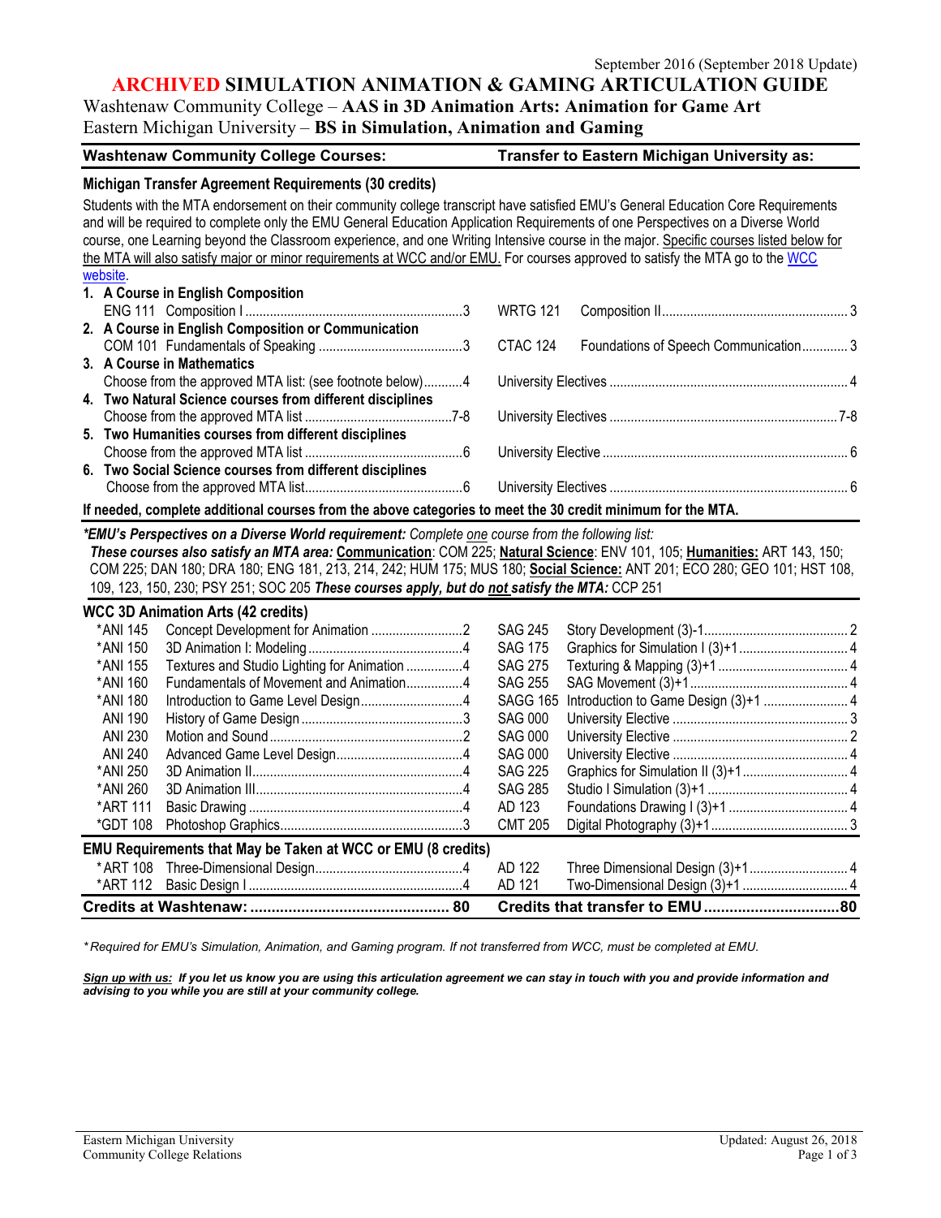September 2016 (September 2018 Update)

# ARCHIVED SIMULATION ANIMATION & GAMING ARTICULATION GUIDE

Washtenaw Community College – **AAS in 3D Animation Arts: Animation for Game Art**
Eastern Michigan University – **BS in Simulation, Animation and Gaming**

| Washtenaw Community College Courses: | | | Transfer to Eastern Michigan University as: | | |
|---|---|---|---|---|---|

## Michigan Transfer Agreement Requirements (30 credits)

Students with the MTA endorsement on their community college transcript have satisfied EMU's General Education Core Requirements and will be required to complete only the EMU General Education Application Requirements of one Perspectives on a Diverse World course, one Learning beyond the Classroom experience, and one Writing Intensive course in the major. Specific courses listed below for the MTA will also satisfy major or minor requirements at WCC and/or EMU. For courses approved to satisfy the MTA go to the WCC website.

| WCC Course | Credits | EMU Course | Credits |
|---|---|---|---|
| **1. A Course in English Composition** | | | |
| ENG 111 Composition I | 3 | WRTG 121 Composition II | 3 |
| **2. A Course in English Composition or Communication** | | | |
| COM 101 Fundamentals of Speaking | 3 | CTAC 124 Foundations of Speech Communication | 3 |
| **3. A Course in Mathematics** | | | |
| Choose from the approved MTA list: (see footnote below) | 4 | University Electives | 4 |
| **4. Two Natural Science courses from different disciplines** | | | |
| Choose from the approved MTA list | 7-8 | University Electives | 7-8 |
| **5. Two Humanities courses from different disciplines** | | | |
| Choose from the approved MTA list | 6 | University Elective | 6 |
| **6. Two Social Science courses from different disciplines** | | | |
| Choose from the approved MTA list | 6 | University Electives | 6 |

**If needed, complete additional courses from the above categories to meet the 30 credit minimum for the MTA.**

***EMU's Perspectives on a Diverse World requirement:*** *Complete one course from the following list:*
***These courses also satisfy an MTA area:*** **Communication**: COM 225; **Natural Science**: ENV 101, 105; **Humanities:** ART 143, 150; COM 225; DAN 180; DRA 180; ENG 181, 213, 214, 242; HUM 175; MUS 180; **Social Science:** ANT 201; ECO 280; GEO 101; HST 108, 109, 123, 150, 230; PSY 251; SOC 205 ***These courses apply, but do not satisfy the MTA:*** CCP 251

## WCC 3D Animation Arts (42 credits)

| WCC Course | Title | Credits | EMU Course | Title | Credits |
|---|---|---|---|---|---|
| *ANI 145 | Concept Development for Animation | 2 | SAG 245 | Story Development (3)-1 | 2 |
| *ANI 150 | 3D Animation I: Modeling | 4 | SAG 175 | Graphics for Simulation I (3)+1 | 4 |
| *ANI 155 | Textures and Studio Lighting for Animation | 4 | SAG 275 | Texturing & Mapping (3)+1 | 4 |
| *ANI 160 | Fundamentals of Movement and Animation | 4 | SAG 255 | SAG Movement (3)+1 | 4 |
| *ANI 180 | Introduction to Game Level Design | 4 | SAGG 165 | Introduction to Game Design (3)+1 | 4 |
| ANI 190 | History of Game Design | 3 | SAG 000 | University Elective | 3 |
| ANI 230 | Motion and Sound | 2 | SAG 000 | University Elective | 2 |
| ANI 240 | Advanced Game Level Design | 4 | SAG 000 | University Elective | 4 |
| *ANI 250 | 3D Animation II | 4 | SAG 225 | Graphics for Simulation II (3)+1 | 4 |
| *ANI 260 | 3D Animation III | 4 | SAG 285 | Studio I Simulation (3)+1 | 4 |
| *ART 111 | Basic Drawing | 4 | AD 123 | Foundations Drawing I (3)+1 | 4 |
| *GDT 108 | Photoshop Graphics | 3 | CMT 205 | Digital Photography (3)+1 | 3 |

## EMU Requirements that May be Taken at WCC or EMU (8 credits)

| WCC Course | Title | Credits | EMU Course | Title | Credits |
|---|---|---|---|---|---|
| *ART 108 | Three-Dimensional Design | 4 | AD 122 | Three Dimensional Design (3)+1 | 4 |
| *ART 112 | Basic Design I | 4 | AD 121 | Two-Dimensional Design (3)+1 | 4 |
| **Credits at Washtenaw:** | | **80** | **Credits that transfer to EMU** | | **80** |

*\* Required for EMU's Simulation, Animation, and Gaming program. If not transferred from WCC, must be completed at EMU.*

***Sign up with us:*** ***If you let us know you are using this articulation agreement we can stay in touch with you and provide information and advising to you while you are still at your community college.***

Eastern Michigan University
Community College Relations

Updated: August 26, 2018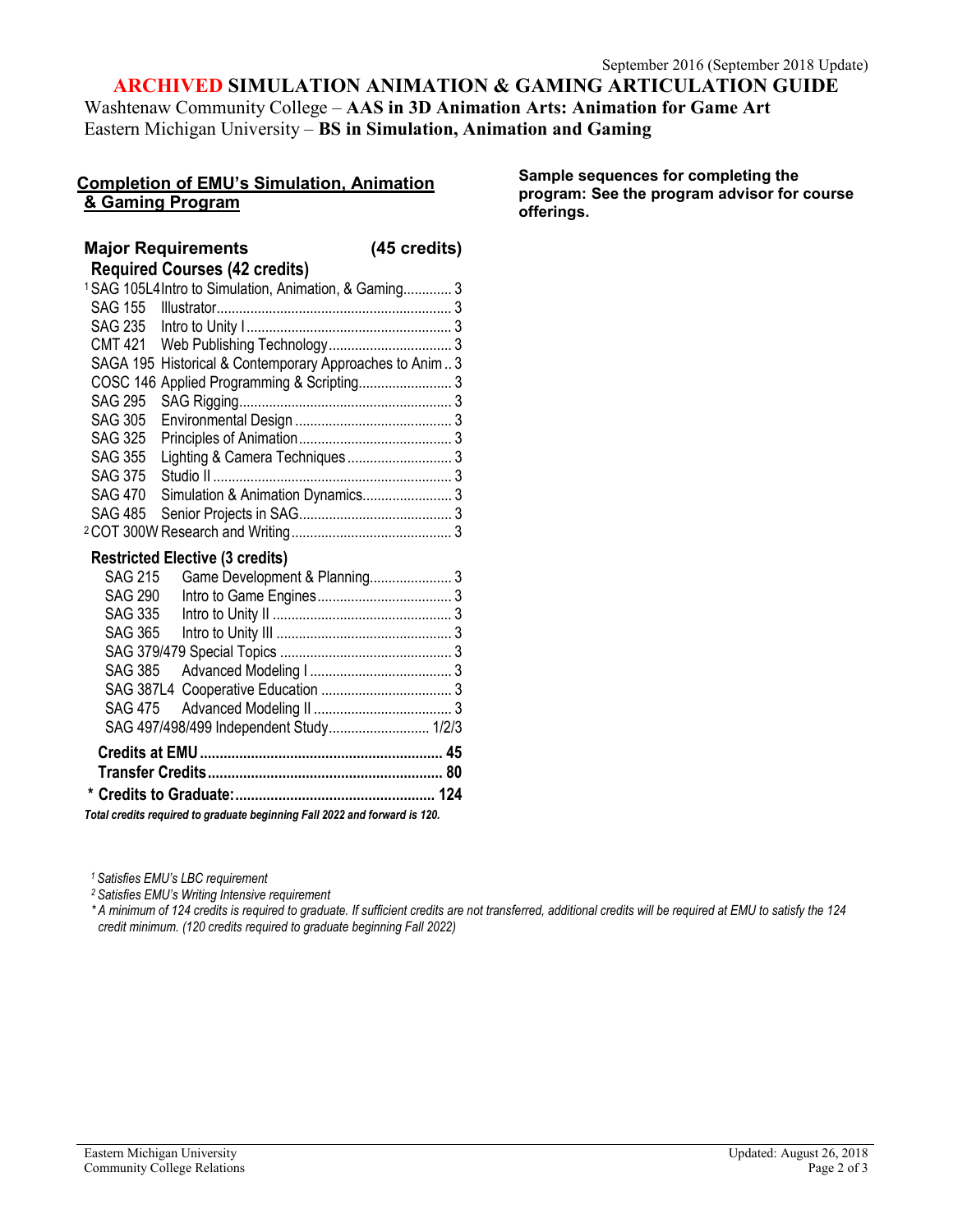September 2016 (September 2018 Update)

# ARCHIVED SIMULATION ANIMATION & GAMING ARTICULATION GUIDE

Washtenaw Community College – **AAS in 3D Animation Arts: Animation for Game Art**
Eastern Michigan University – **BS in Simulation, Animation and Gaming**

## Completion of EMU's Simulation, Animation & Gaming Program

### Major Requirements (45 credits)

**Required Courses (42 credits)**

| Course | Title | Credits |
|---|---|---|
| [1] SAG 105L4 | Intro to Simulation, Animation, & Gaming | 3 |
| SAG 155 | Illustrator | 3 |
| SAG 235 | Intro to Unity I | 3 |
| CMT 421 | Web Publishing Technology | 3 |
| SAGA 195 | Historical & Contemporary Approaches to Anim | 3 |
| COSC 146 | Applied Programming & Scripting | 3 |
| SAG 295 | SAG Rigging | 3 |
| SAG 305 | Environmental Design | 3 |
| SAG 325 | Principles of Animation | 3 |
| SAG 355 | Lighting & Camera Techniques | 3 |
| SAG 375 | Studio II | 3 |
| SAG 470 | Simulation & Animation Dynamics | 3 |
| SAG 485 | Senior Projects in SAG | 3 |
| [2] COT 300W | Research and Writing | 3 |

**Restricted Elective (3 credits)**

| Course | Title | Credits |
|---|---|---|
| SAG 215 | Game Development & Planning | 3 |
| SAG 290 | Intro to Game Engines | 3 |
| SAG 335 | Intro to Unity II | 3 |
| SAG 365 | Intro to Unity III | 3 |
| SAG 379/479 | Special Topics | 3 |
| SAG 385 | Advanced Modeling I | 3 |
| SAG 387L4 | Cooperative Education | 3 |
| SAG 475 | Advanced Modeling II | 3 |
| SAG 497/498/499 | Independent Study | 1/2/3 |

| | |
|---|---|
| **Credits at EMU** | **45** |
| **Transfer Credits** | **80** |
| **\* Credits to Graduate:** | **124** |

*Total credits required to graduate beginning Fall 2022 and forward is 120.*

**Sample sequences for completing the program: See the program advisor for course offerings.**

*[1] Satisfies EMU's LBC requirement*
*[2] Satisfies EMU's Writing Intensive requirement*
*\* A minimum of 124 credits is required to graduate. If sufficient credits are not transferred, additional credits will be required at EMU to satisfy the 124 credit minimum. (120 credits required to graduate beginning Fall 2022)*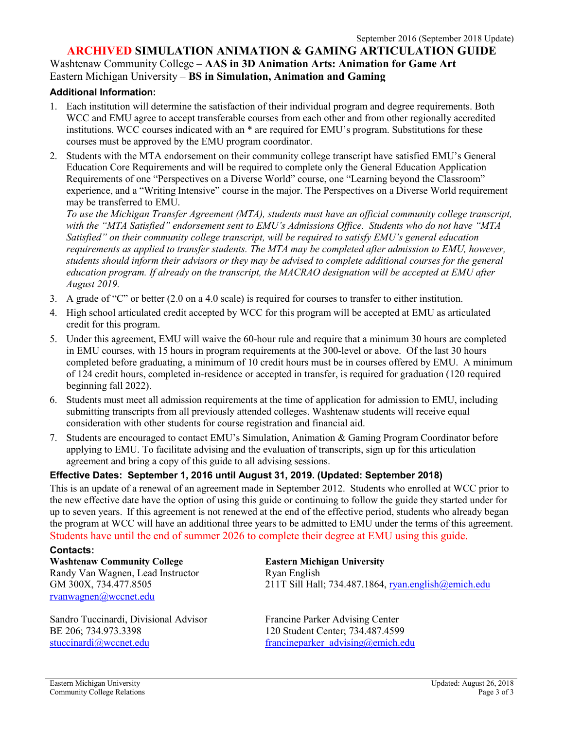September 2016 (September 2018 Update)

# ARCHIVED SIMULATION ANIMATION & GAMING ARTICULATION GUIDE

Washtenaw Community College – **AAS in 3D Animation Arts: Animation for Game Art**
Eastern Michigan University – **BS in Simulation, Animation and Gaming**

### Additional Information:

1. Each institution will determine the satisfaction of their individual program and degree requirements. Both WCC and EMU agree to accept transferable courses from each other and from other regionally accredited institutions. WCC courses indicated with an * are required for EMU's program. Substitutions for these courses must be approved by the EMU program coordinator.
2. Students with the MTA endorsement on their community college transcript have satisfied EMU's General Education Core Requirements and will be required to complete only the General Education Application Requirements of one "Perspectives on a Diverse World" course, one "Learning beyond the Classroom" experience, and a "Writing Intensive" course in the major. The Perspectives on a Diverse World requirement may be transferred to EMU.
   *To use the Michigan Transfer Agreement (MTA), students must have an official community college transcript, with the "MTA Satisfied" endorsement sent to EMU's Admissions Office. Students who do not have "MTA Satisfied" on their community college transcript, will be required to satisfy EMU's general education requirements as applied to transfer students. The MTA may be completed after admission to EMU, however, students should inform their advisors or they may be advised to complete additional courses for the general education program. If already on the transcript, the MACRAO designation will be accepted at EMU after August 2019.*
3. A grade of "C" or better (2.0 on a 4.0 scale) is required for courses to transfer to either institution.
4. High school articulated credit accepted by WCC for this program will be accepted at EMU as articulated credit for this program.
5. Under this agreement, EMU will waive the 60-hour rule and require that a minimum 30 hours are completed in EMU courses, with 15 hours in program requirements at the 300-level or above. Of the last 30 hours completed before graduating, a minimum of 10 credit hours must be in courses offered by EMU. A minimum of 124 credit hours, completed in-residence or accepted in transfer, is required for graduation (120 required beginning fall 2022).
6. Students must meet all admission requirements at the time of application for admission to EMU, including submitting transcripts from all previously attended colleges. Washtenaw students will receive equal consideration with other students for course registration and financial aid.
7. Students are encouraged to contact EMU's Simulation, Animation & Gaming Program Coordinator before applying to EMU. To facilitate advising and the evaluation of transcripts, sign up for this articulation agreement and bring a copy of this guide to all advising sessions.

### Effective Dates: September 1, 2016 until August 31, 2019. (Updated: September 2018)

This is an update of a renewal of an agreement made in September 2012. Students who enrolled at WCC prior to the new effective date have the option of using this guide or continuing to follow the guide they started under for up to seven years. If this agreement is not renewed at the end of the effective period, students who already began the program at WCC will have an additional three years to be admitted to EMU under the terms of this agreement.
Students have until the end of summer 2026 to complete their degree at EMU using this guide.

### Contacts:

**Washtenaw Community College**
Randy Van Wagnen, Lead Instructor
GM 300X, 734.477.8505
rvanwagnen@wccnet.edu

Sandro Tuccinardi, Divisional Advisor
BE 206; 734.973.3398
stuccinardi@wccnet.edu

**Eastern Michigan University**
Ryan English
211T Sill Hall; 734.487.1864, ryan.english@emich.edu

Francine Parker Advising Center
120 Student Center; 734.487.4599
francineparker_advising@emich.edu